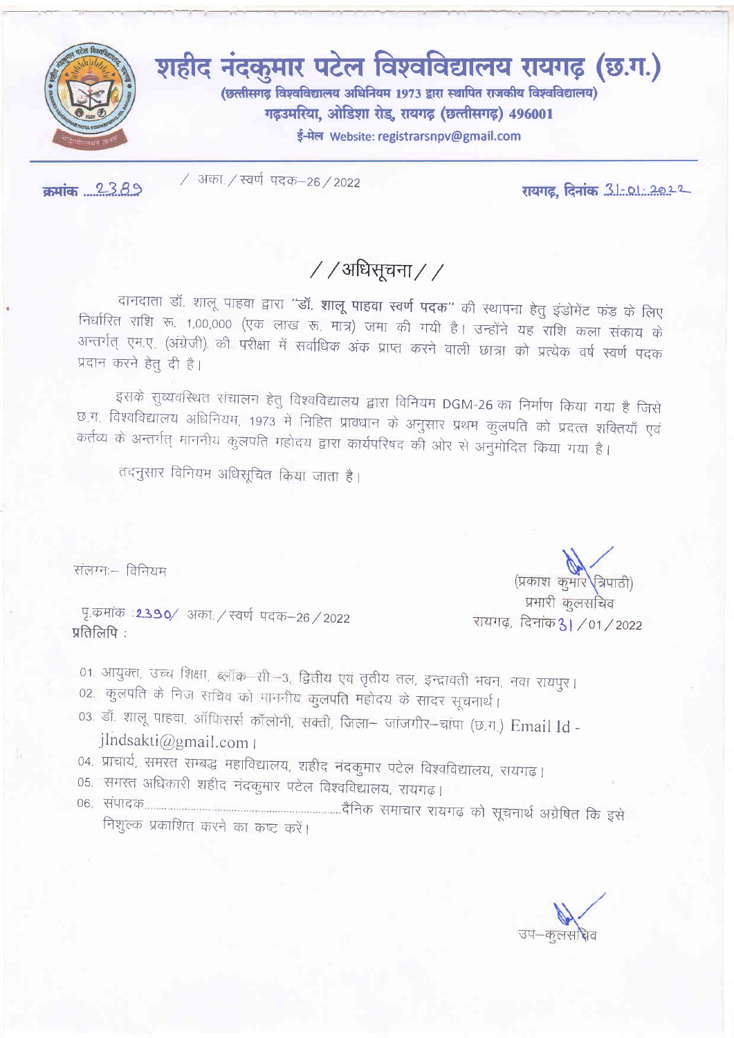# शहीद नंदकुमार पटेल विश्वविद्यालय रायगढ़ (छ.ग.)

**(छत्तीसगढ़ विश्वविद्यालय अधिनियम 1973 द्वारा स्थापित राजकीय विश्वविद्यालय)**

**गढ़उमरिया, ओडिशा रोड, रायगढ़ (छत्तीसगढ़) 496001**

**ई-मेल Website: registrarsnpv@gmail.com**

---

**क्रमांक** 2389 / अका./स्वर्ण पदक–26/2022 **रायगढ़, दिनांक** 31-01-2022

## //अधिसूचना//

दानदाता डॉ. शालू पाहवा द्वारा **"डॉ. शालू पाहवा स्वर्ण पदक"** की स्थापना हेतु इंडोमेंट फंड के लिए निर्धारित राशि रू. 1,00,000 (एक लाख रू. मात्र) जमा की गयी है। उन्होंने यह राशि कला संकाय के अन्तर्गत् एम.ए. (अंग्रेजी) की परीक्षा में सर्वाधिक अंक प्राप्त करने वाली छात्रा को प्रत्येक वर्ष स्वर्ण पदक प्रदान करने हेतु दी है।

इसके सुव्यवस्थित संचालन हेतु विश्वविद्यालय द्वारा विनियम DGM-26 का निर्माण किया गया है जिसे छ.ग. विश्वविद्यालय अधिनियम, 1973 में निहित प्रावधान के अनुसार प्रथम कुलपति को प्रदत्त शक्तियाँ एवं कर्तव्य के अन्तर्गत् माननीय कुलपति महोदय द्वारा कार्यपरिषद की ओर से अनुमोदित किया गया है।

तदनुसार विनियम अधिसूचित किया जाता है।

संलग्नः– विनियम

(प्रकाश कुमार त्रिपाठी)
प्रभारी कुलसचिव

पृ.क्रमांक :2390/ अका./स्वर्ण पदक–26/2022 रायगढ़, दिनांक 31/01/2022

प्रतिलिपि :

01. आयुक्त, उच्च शिक्षा, ब्लॉक–सी–3, द्वितीय एवं तृतीय तल, इन्द्रावती भवन, नवा रायपुर।
02. कुलपति के निज सचिव को माननीय कुलपति महोदय के सादर सूचनार्थ।
03. डॉ. शालू पाहवा, ऑफिसर्स कॉलोनी, सक्ती, जिला– जांजगीर–चांपा (छ.ग.) Email Id - jlndsakti@gmail.com।
04. प्राचार्य, समस्त सम्बद्ध महाविद्यालय, शहीद नंदकुमार पटेल विश्वविद्यालय, रायगढ़।
05. समस्त अधिकारी शहीद नंदकुमार पटेल विश्वविद्यालय, रायगढ़।
06. संपादक.............................................................दैनिक समाचार रायगढ़ को सूचनार्थ अग्रेषित कि इसे निशुल्क प्रकाशित करने का कष्ट करें।

उप–कुलसचिव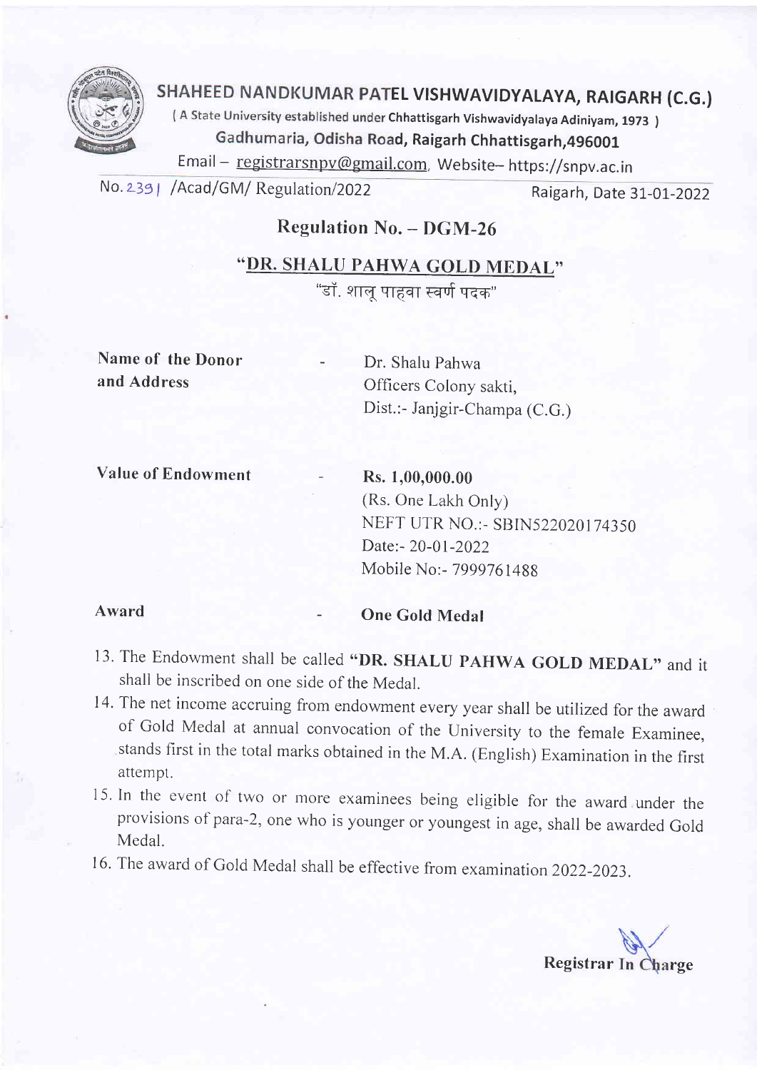# SHAHEED NANDKUMAR PATEL VISHWAVIDYALAYA, RAIGARH (C.G.)

( A State University established under Chhattisgarh Vishwavidyalaya Adiniyam, 1973 )

Gadhumaria, Odisha Road, Raigarh Chhattisgarh,496001

Email – registrarsnpv@gmail.com, Website– https://snpv.ac.in

No. 2391 /Acad/GM/ Regulation/2022 Raigarh, Date 31-01-2022

## Regulation No. – DGM-26

## "DR. SHALU PAHWA GOLD MEDAL"

"डॉ. शालू पाहवा स्वर्ण पदक"

| | | |
|---|---|---|
| **Name of the Donor and Address** | - | Dr. Shalu Pahwa<br>Officers Colony sakti,<br>Dist.:- Janjgir-Champa (C.G.) |
| **Value of Endowment** | - | **Rs. 1,00,000.00**<br>(Rs. One Lakh Only)<br>NEFT UTR NO.:- SBIN522020174350<br>Date:- 20-01-2022<br>Mobile No:- 7999761488 |
| **Award** | - | **One Gold Medal** |

13. The Endowment shall be called **"DR. SHALU PAHWA GOLD MEDAL"** and it shall be inscribed on one side of the Medal.
14. The net income accruing from endowment every year shall be utilized for the award of Gold Medal at annual convocation of the University to the female Examinee, stands first in the total marks obtained in the M.A. (English) Examination in the first attempt.
15. In the event of two or more examinees being eligible for the award under the provisions of para-2, one who is younger or youngest in age, shall be awarded Gold Medal.
16. The award of Gold Medal shall be effective from examination 2022-2023.

**Registrar In Charge**